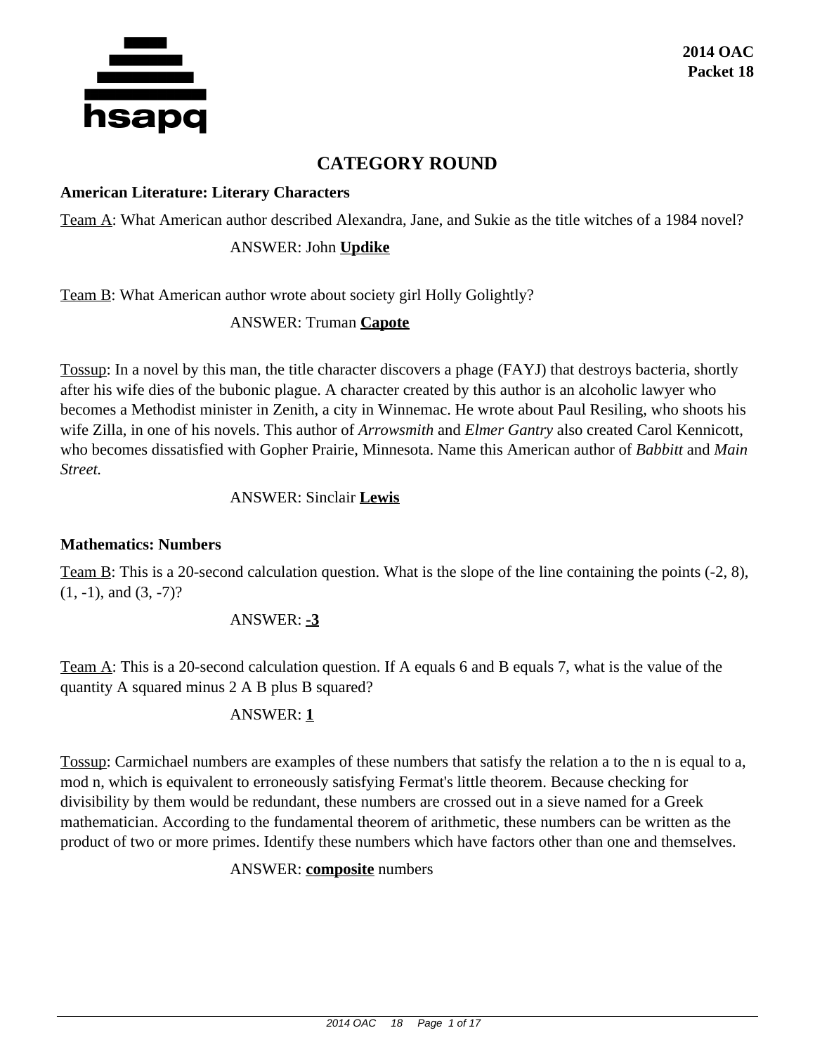**2014 OAC**
**Packet 18**

# CATEGORY ROUND

### American Literature: Literary Characters

Team A: What American author described Alexandra, Jane, and Sukie as the title witches of a 1984 novel?

ANSWER: John **Updike**

Team B: What American author wrote about society girl Holly Golightly?

ANSWER: Truman **Capote**

Tossup: In a novel by this man, the title character discovers a phage (FAYJ) that destroys bacteria, shortly after his wife dies of the bubonic plague. A character created by this author is an alcoholic lawyer who becomes a Methodist minister in Zenith, a city in Winnemac. He wrote about Paul Resiling, who shoots his wife Zilla, in one of his novels. This author of *Arrowsmith* and *Elmer Gantry* also created Carol Kennicott, who becomes dissatisfied with Gopher Prairie, Minnesota. Name this American author of *Babbitt* and *Main Street.*

ANSWER: Sinclair **Lewis**

### Mathematics: Numbers

Team B: This is a 20-second calculation question. What is the slope of the line containing the points (-2, 8), (1, -1), and (3, -7)?

ANSWER: **-3**

Team A: This is a 20-second calculation question. If A equals 6 and B equals 7, what is the value of the quantity A squared minus 2 A B plus B squared?

ANSWER: **1**

Tossup: Carmichael numbers are examples of these numbers that satisfy the relation a to the n is equal to a, mod n, which is equivalent to erroneously satisfying Fermat's little theorem. Because checking for divisibility by them would be redundant, these numbers are crossed out in a sieve named for a Greek mathematician. According to the fundamental theorem of arithmetic, these numbers can be written as the product of two or more primes. Identify these numbers which have factors other than one and themselves.

ANSWER: **composite** numbers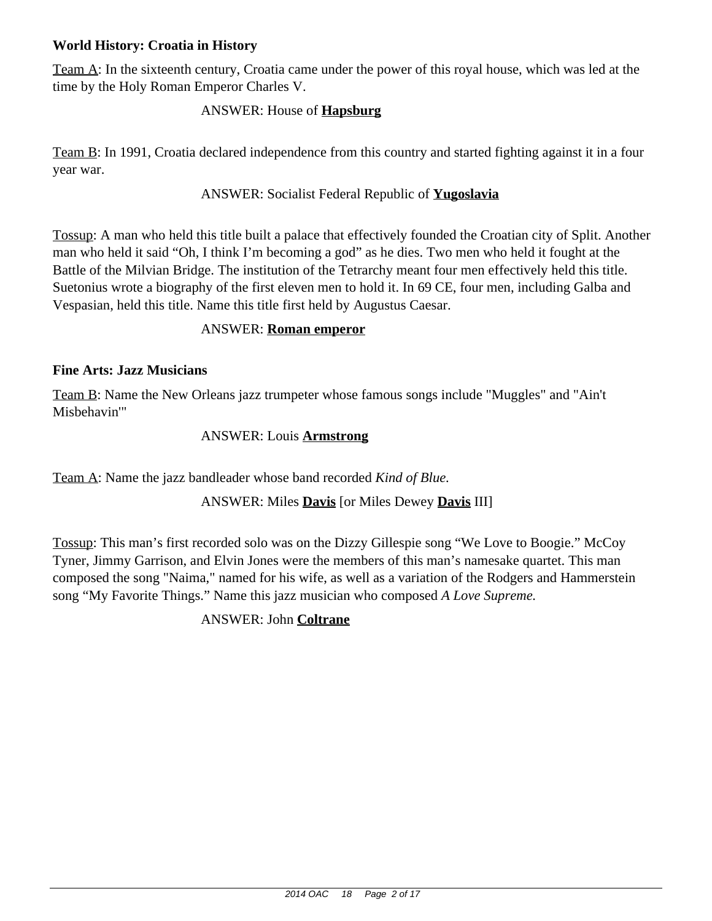**World History: Croatia in History**

Team A: In the sixteenth century, Croatia came under the power of this royal house, which was led at the time by the Holy Roman Emperor Charles V.

ANSWER: House of **Hapsburg**

Team B: In 1991, Croatia declared independence from this country and started fighting against it in a four year war.

ANSWER: Socialist Federal Republic of **Yugoslavia**

Tossup: A man who held this title built a palace that effectively founded the Croatian city of Split. Another man who held it said "Oh, I think I'm becoming a god" as he dies. Two men who held it fought at the Battle of the Milvian Bridge. The institution of the Tetrarchy meant four men effectively held this title. Suetonius wrote a biography of the first eleven men to hold it. In 69 CE, four men, including Galba and Vespasian, held this title. Name this title first held by Augustus Caesar.

ANSWER: **Roman emperor**

**Fine Arts: Jazz Musicians**

Team B: Name the New Orleans jazz trumpeter whose famous songs include "Muggles" and "Ain't Misbehavin'"

ANSWER: Louis **Armstrong**

Team A: Name the jazz bandleader whose band recorded *Kind of Blue.*

ANSWER: Miles **Davis** [or Miles Dewey **Davis** III]

Tossup: This man's first recorded solo was on the Dizzy Gillespie song "We Love to Boogie." McCoy Tyner, Jimmy Garrison, and Elvin Jones were the members of this man's namesake quartet. This man composed the song "Naima," named for his wife, as well as a variation of the Rodgers and Hammerstein song "My Favorite Things." Name this jazz musician who composed *A Love Supreme.*

ANSWER: John **Coltrane**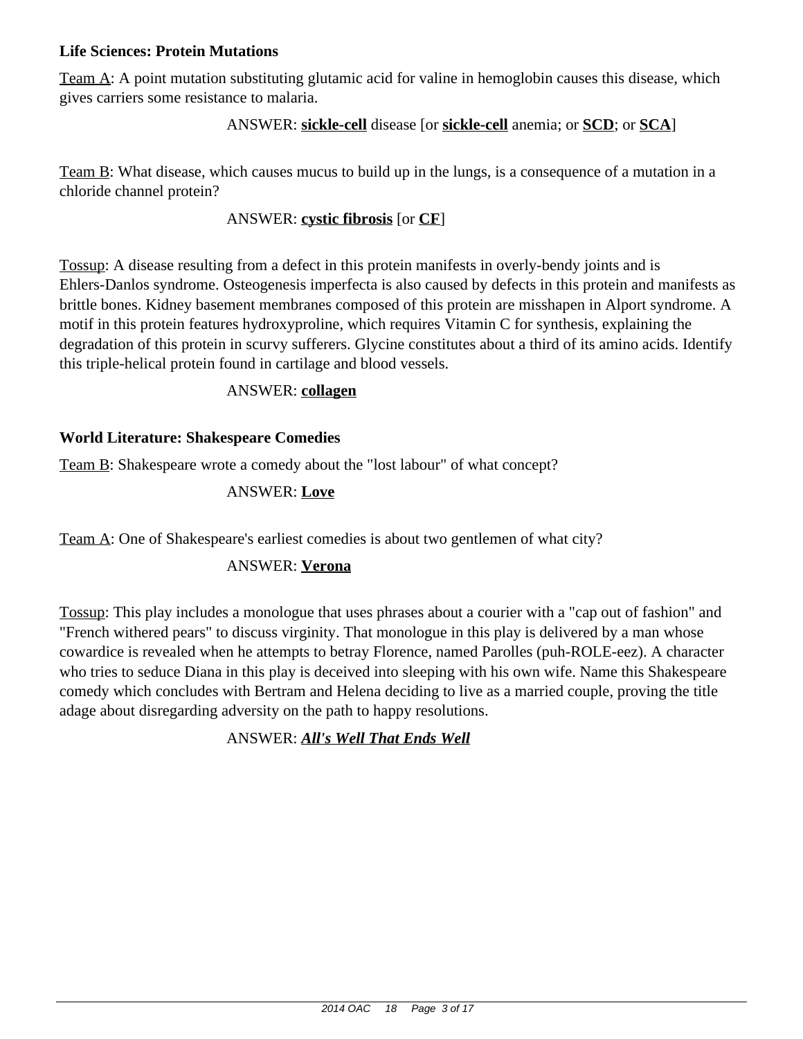### Life Sciences: Protein Mutations

Team A: A point mutation substituting glutamic acid for valine in hemoglobin causes this disease, which gives carriers some resistance to malaria.

ANSWER: **sickle-cell** disease [or **sickle-cell** anemia; or **SCD**; or **SCA**]

Team B: What disease, which causes mucus to build up in the lungs, is a consequence of a mutation in a chloride channel protein?

ANSWER: **cystic fibrosis** [or **CF**]

Tossup: A disease resulting from a defect in this protein manifests in overly-bendy joints and is Ehlers-Danlos syndrome. Osteogenesis imperfecta is also caused by defects in this protein and manifests as brittle bones. Kidney basement membranes composed of this protein are misshapen in Alport syndrome. A motif in this protein features hydroxyproline, which requires Vitamin C for synthesis, explaining the degradation of this protein in scurvy sufferers. Glycine constitutes about a third of its amino acids. Identify this triple-helical protein found in cartilage and blood vessels.

ANSWER: **collagen**

### World Literature: Shakespeare Comedies

Team B: Shakespeare wrote a comedy about the "lost labour" of what concept?

ANSWER: **Love**

Team A: One of Shakespeare's earliest comedies is about two gentlemen of what city?

ANSWER: **Verona**

Tossup: This play includes a monologue that uses phrases about a courier with a "cap out of fashion" and "French withered pears" to discuss virginity. That monologue in this play is delivered by a man whose cowardice is revealed when he attempts to betray Florence, named Parolles (puh-ROLE-eez). A character who tries to seduce Diana in this play is deceived into sleeping with his own wife. Name this Shakespeare comedy which concludes with Bertram and Helena deciding to live as a married couple, proving the title adage about disregarding adversity on the path to happy resolutions.

ANSWER: ***All's Well That Ends Well***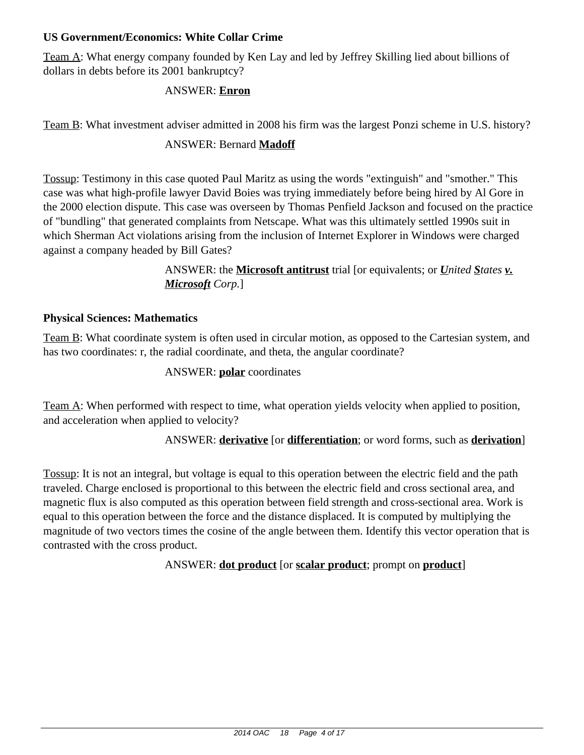**US Government/Economics: White Collar Crime**

Team A: What energy company founded by Ken Lay and led by Jeffrey Skilling lied about billions of dollars in debts before its 2001 bankruptcy?

ANSWER: **Enron**

Team B: What investment adviser admitted in 2008 his firm was the largest Ponzi scheme in U.S. history?

ANSWER: Bernard **Madoff**

Tossup: Testimony in this case quoted Paul Maritz as using the words "extinguish" and "smother." This case was what high-profile lawyer David Boies was trying immediately before being hired by Al Gore in the 2000 election dispute. This case was overseen by Thomas Penfield Jackson and focused on the practice of "bundling" that generated complaints from Netscape. What was this ultimately settled 1990s suit in which Sherman Act violations arising from the inclusion of Internet Explorer in Windows were charged against a company headed by Bill Gates?

ANSWER: the **Microsoft antitrust** trial [or equivalents; or ***U****nited* ***S****tates* ***v. Microsoft*** *Corp.*]

**Physical Sciences: Mathematics**

Team B: What coordinate system is often used in circular motion, as opposed to the Cartesian system, and has two coordinates: r, the radial coordinate, and theta, the angular coordinate?

ANSWER: **polar** coordinates

Team A: When performed with respect to time, what operation yields velocity when applied to position, and acceleration when applied to velocity?

ANSWER: **derivative** [or **differentiation**; or word forms, such as **derivation**]

Tossup: It is not an integral, but voltage is equal to this operation between the electric field and the path traveled. Charge enclosed is proportional to this between the electric field and cross sectional area, and magnetic flux is also computed as this operation between field strength and cross-sectional area. Work is equal to this operation between the force and the distance displaced. It is computed by multiplying the magnitude of two vectors times the cosine of the angle between them. Identify this vector operation that is contrasted with the cross product.

ANSWER: **dot product** [or **scalar product**; prompt on **product**]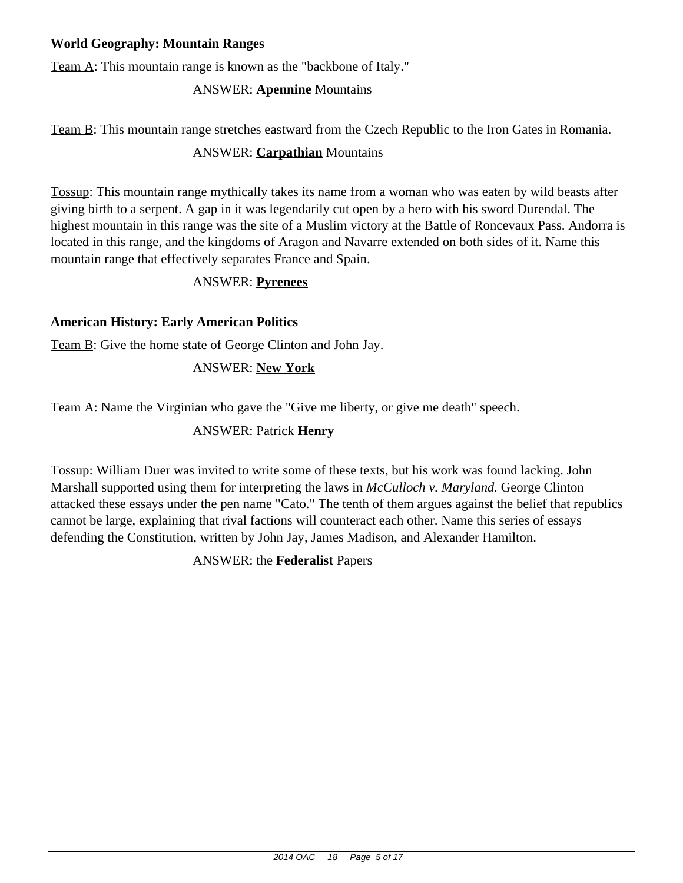**World Geography: Mountain Ranges**

Team A: This mountain range is known as the "backbone of Italy."

ANSWER: **Apennine** Mountains

Team B: This mountain range stretches eastward from the Czech Republic to the Iron Gates in Romania.

ANSWER: **Carpathian** Mountains

Tossup: This mountain range mythically takes its name from a woman who was eaten by wild beasts after giving birth to a serpent. A gap in it was legendarily cut open by a hero with his sword Durendal. The highest mountain in this range was the site of a Muslim victory at the Battle of Roncevaux Pass. Andorra is located in this range, and the kingdoms of Aragon and Navarre extended on both sides of it. Name this mountain range that effectively separates France and Spain.

ANSWER: **Pyrenees**

**American History: Early American Politics**

Team B: Give the home state of George Clinton and John Jay.

ANSWER: **New York**

Team A: Name the Virginian who gave the "Give me liberty, or give me death" speech.

ANSWER: Patrick **Henry**

Tossup: William Duer was invited to write some of these texts, but his work was found lacking. John Marshall supported using them for interpreting the laws in *McCulloch v. Maryland.* George Clinton attacked these essays under the pen name "Cato." The tenth of them argues against the belief that republics cannot be large, explaining that rival factions will counteract each other. Name this series of essays defending the Constitution, written by John Jay, James Madison, and Alexander Hamilton.

ANSWER: the **Federalist** Papers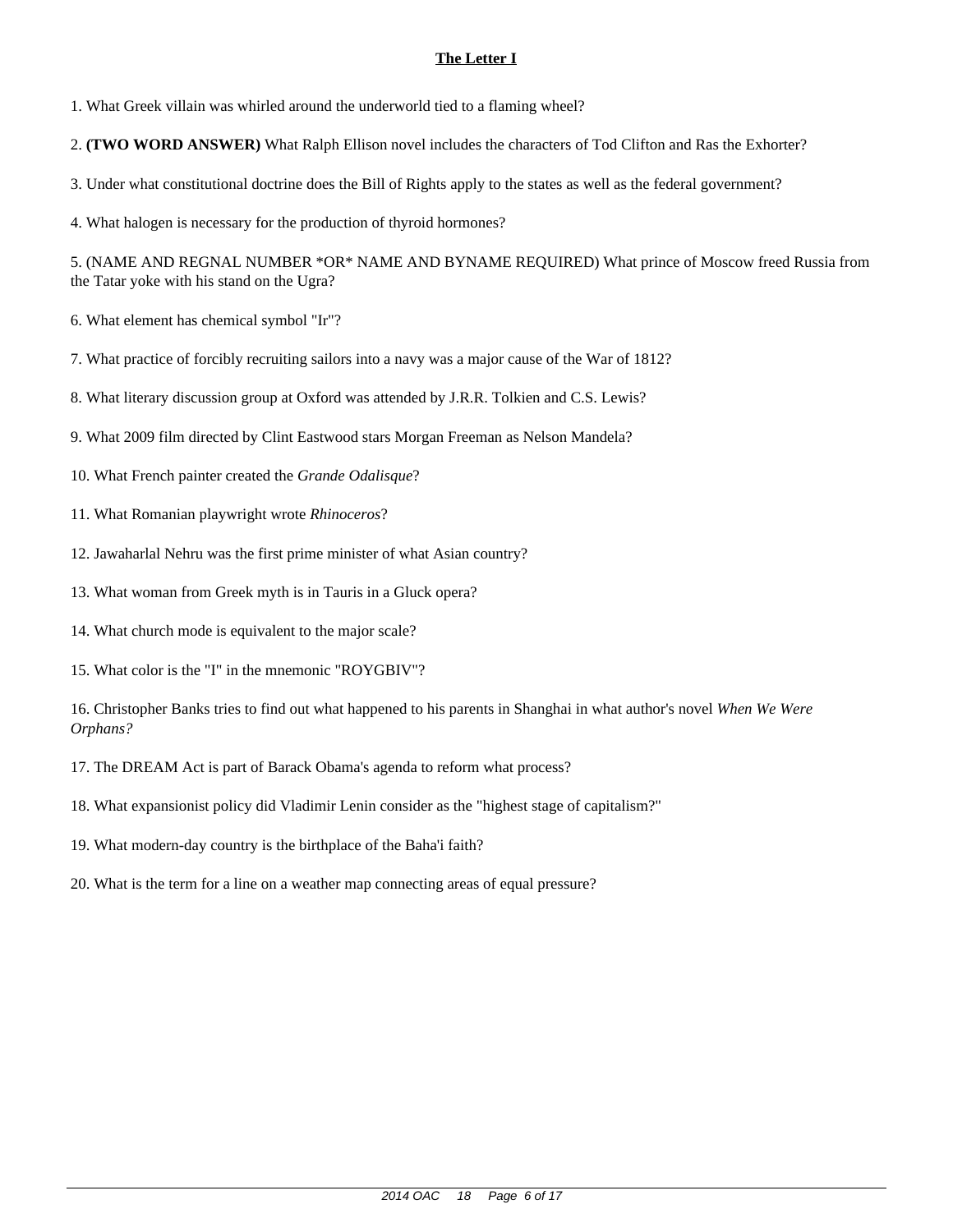# The Letter I

1. What Greek villain was whirled around the underworld tied to a flaming wheel?

2. **(TWO WORD ANSWER)** What Ralph Ellison novel includes the characters of Tod Clifton and Ras the Exhorter?

3. Under what constitutional doctrine does the Bill of Rights apply to the states as well as the federal government?

4. What halogen is necessary for the production of thyroid hormones?

5. (NAME AND REGNAL NUMBER *OR* NAME AND BYNAME REQUIRED) What prince of Moscow freed Russia from the Tatar yoke with his stand on the Ugra?

6. What element has chemical symbol "Ir"?

7. What practice of forcibly recruiting sailors into a navy was a major cause of the War of 1812?

8. What literary discussion group at Oxford was attended by J.R.R. Tolkien and C.S. Lewis?

9. What 2009 film directed by Clint Eastwood stars Morgan Freeman as Nelson Mandela?

10. What French painter created the *Grande Odalisque*?

11. What Romanian playwright wrote *Rhinoceros*?

12. Jawaharlal Nehru was the first prime minister of what Asian country?

13. What woman from Greek myth is in Tauris in a Gluck opera?

14. What church mode is equivalent to the major scale?

15. What color is the "I" in the mnemonic "ROYGBIV"?

16. Christopher Banks tries to find out what happened to his parents in Shanghai in what author's novel *When We Were Orphans?*

17. The DREAM Act is part of Barack Obama's agenda to reform what process?

18. What expansionist policy did Vladimir Lenin consider as the "highest stage of capitalism?"

19. What modern-day country is the birthplace of the Baha'i faith?

20. What is the term for a line on a weather map connecting areas of equal pressure?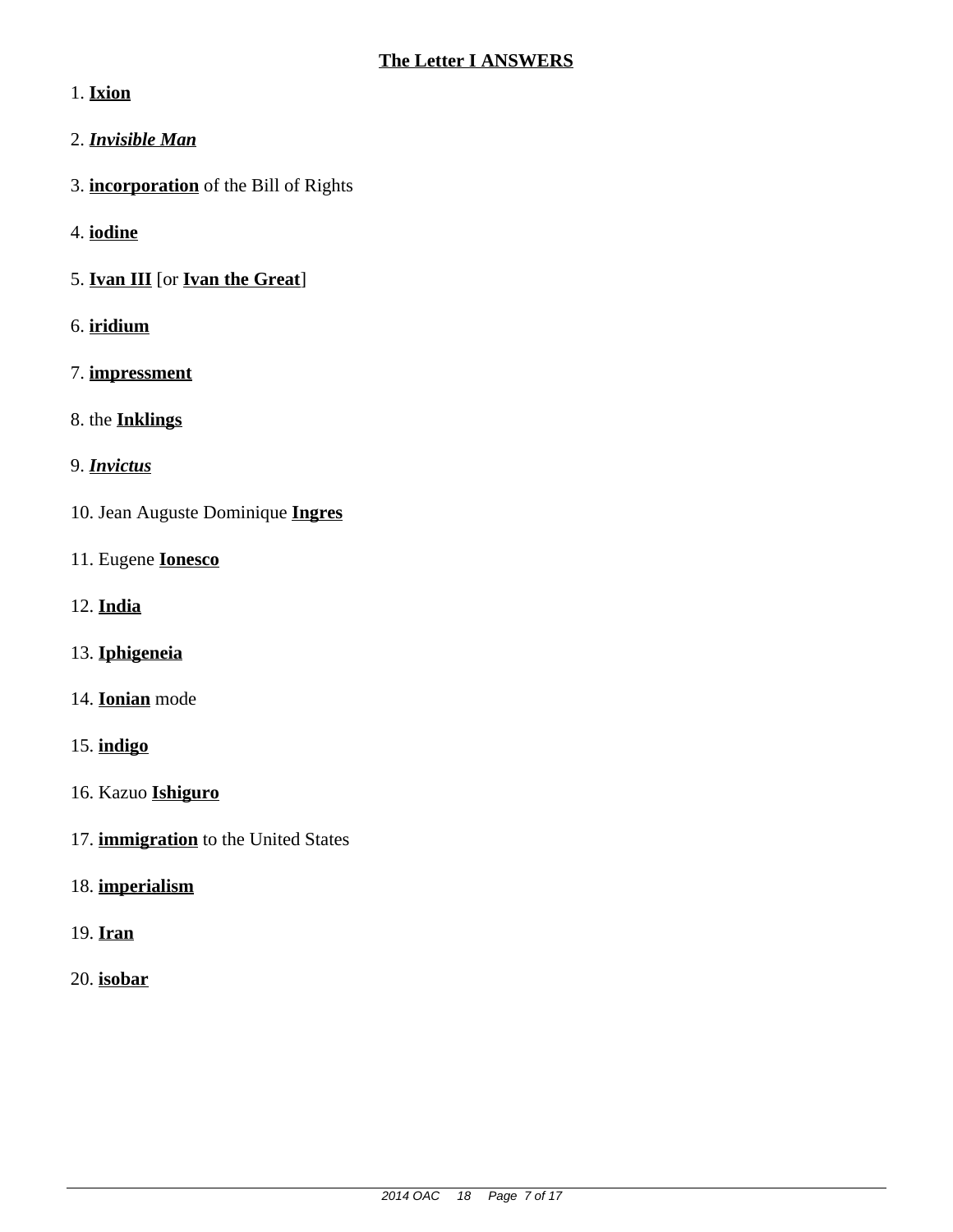## The Letter I ANSWERS

1. **Ixion**

2. ***Invisible Man***

3. **incorporation** of the Bill of Rights

4. **iodine**

5. **Ivan III** [or **Ivan the Great**]

6. **iridium**

7. **impressment**

8. the **Inklings**

9. ***Invictus***

10. Jean Auguste Dominique **Ingres**

11. Eugene **Ionesco**

12. **India**

13. **Iphigeneia**

14. **Ionian** mode

15. **indigo**

16. Kazuo **Ishiguro**

17. **immigration** to the United States

18. **imperialism**

19. **Iran**

20. **isobar**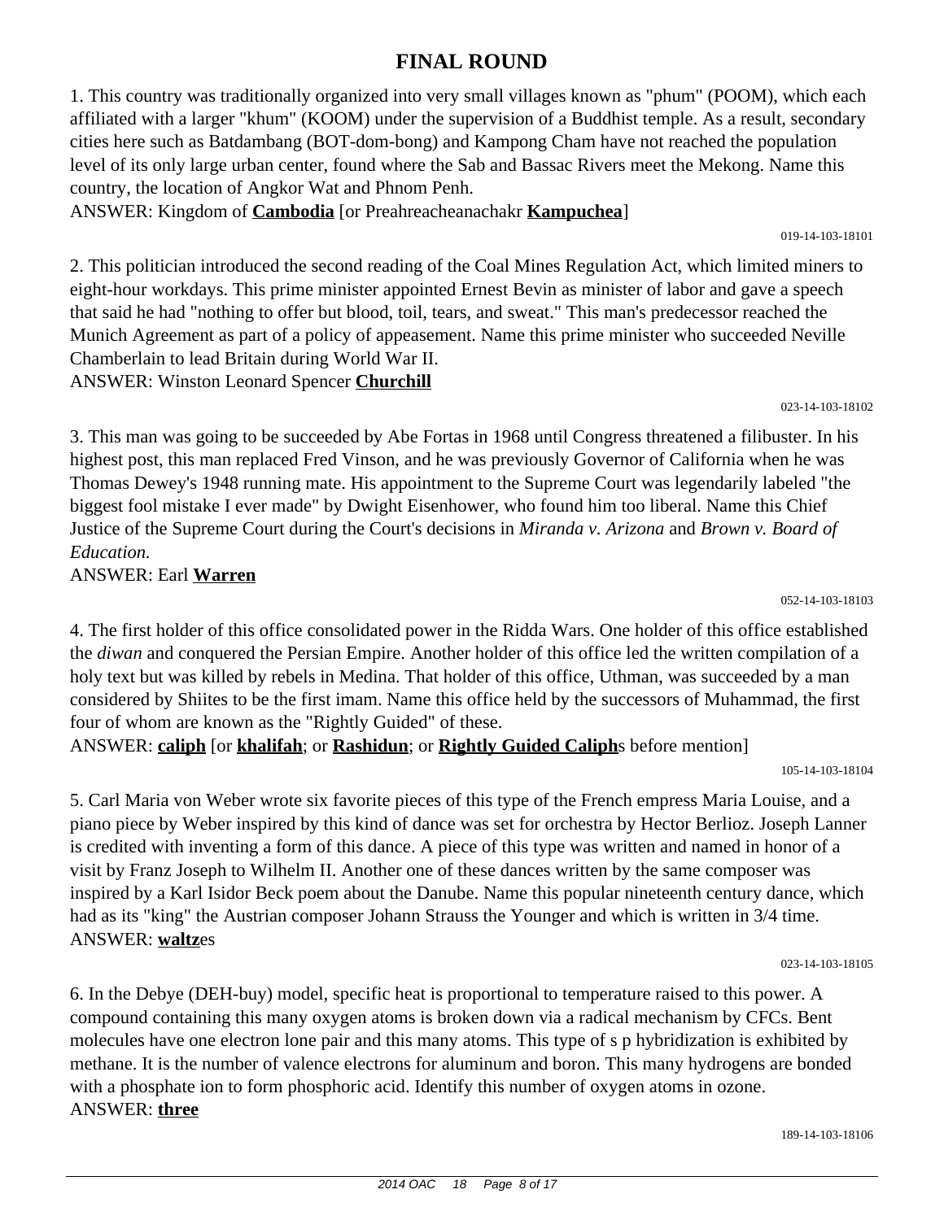# FINAL ROUND

1. This country was traditionally organized into very small villages known as "phum" (POOM), which each affiliated with a larger "khum" (KOOM) under the supervision of a Buddhist temple. As a result, secondary cities here such as Batdambang (BOT-dom-bong) and Kampong Cham have not reached the population level of its only large urban center, found where the Sab and Bassac Rivers meet the Mekong. Name this country, the location of Angkor Wat and Phnom Penh.
ANSWER: Kingdom of **Cambodia** [or Preahreacheanachakr **Kampuchea**]

019-14-103-18101

2. This politician introduced the second reading of the Coal Mines Regulation Act, which limited miners to eight-hour workdays. This prime minister appointed Ernest Bevin as minister of labor and gave a speech that said he had "nothing to offer but blood, toil, tears, and sweat." This man's predecessor reached the Munich Agreement as part of a policy of appeasement. Name this prime minister who succeeded Neville Chamberlain to lead Britain during World War II.
ANSWER: Winston Leonard Spencer **Churchill**

023-14-103-18102

3. This man was going to be succeeded by Abe Fortas in 1968 until Congress threatened a filibuster. In his highest post, this man replaced Fred Vinson, and he was previously Governor of California when he was Thomas Dewey's 1948 running mate. His appointment to the Supreme Court was legendarily labeled "the biggest fool mistake I ever made" by Dwight Eisenhower, who found him too liberal. Name this Chief Justice of the Supreme Court during the Court's decisions in *Miranda v. Arizona* and *Brown v. Board of Education.*
ANSWER: Earl **Warren**

052-14-103-18103

4. The first holder of this office consolidated power in the Ridda Wars. One holder of this office established the *diwan* and conquered the Persian Empire. Another holder of this office led the written compilation of a holy text but was killed by rebels in Medina. That holder of this office, Uthman, was succeeded by a man considered by Shiites to be the first imam. Name this office held by the successors of Muhammad, the first four of whom are known as the "Rightly Guided" of these.
ANSWER: **caliph** [or **khalifah**; or **Rashidun**; or **Rightly Guided Caliph**s before mention]

105-14-103-18104

5. Carl Maria von Weber wrote six favorite pieces of this type of the French empress Maria Louise, and a piano piece by Weber inspired by this kind of dance was set for orchestra by Hector Berlioz. Joseph Lanner is credited with inventing a form of this dance. A piece of this type was written and named in honor of a visit by Franz Joseph to Wilhelm II. Another one of these dances written by the same composer was inspired by a Karl Isidor Beck poem about the Danube. Name this popular nineteenth century dance, which had as its "king" the Austrian composer Johann Strauss the Younger and which is written in 3/4 time.
ANSWER: **waltz**es

023-14-103-18105

6. In the Debye (DEH-buy) model, specific heat is proportional to temperature raised to this power. A compound containing this many oxygen atoms is broken down via a radical mechanism by CFCs. Bent molecules have one electron lone pair and this many atoms. This type of s p hybridization is exhibited by methane. It is the number of valence electrons for aluminum and boron. This many hydrogens are bonded with a phosphate ion to form phosphoric acid. Identify this number of oxygen atoms in ozone.
ANSWER: **three**

189-14-103-18106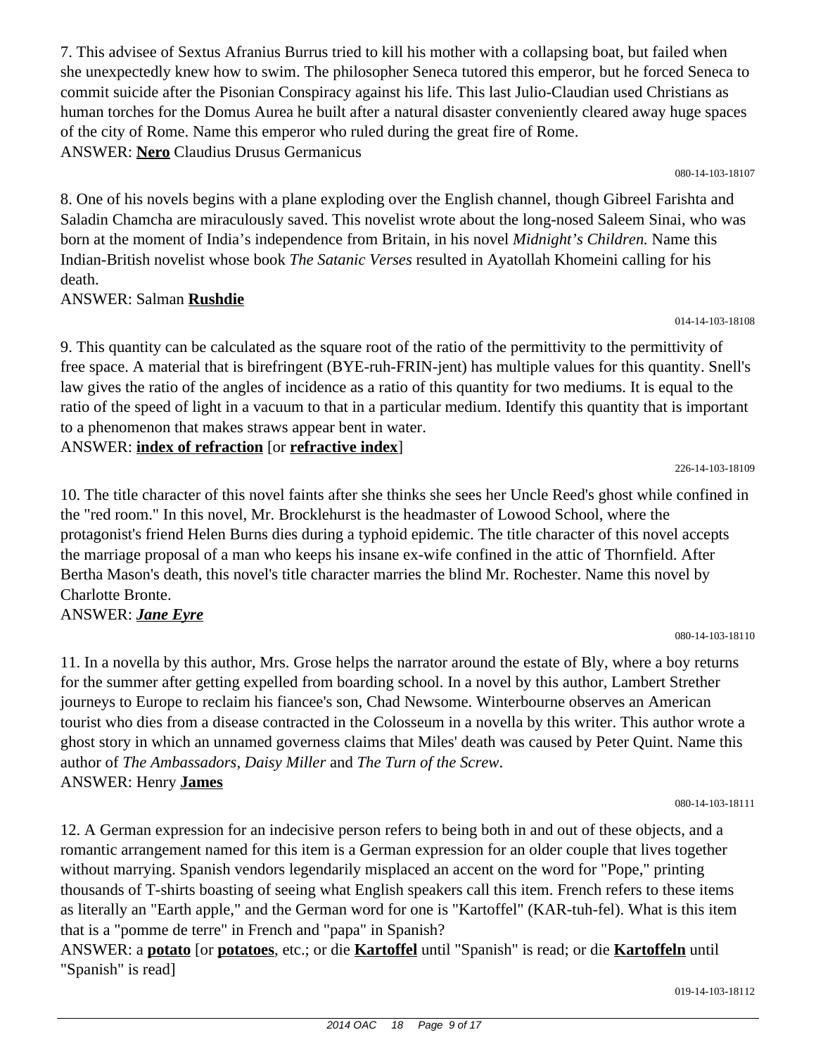7. This advisee of Sextus Afranius Burrus tried to kill his mother with a collapsing boat, but failed when she unexpectedly knew how to swim. The philosopher Seneca tutored this emperor, but he forced Seneca to commit suicide after the Pisonian Conspiracy against his life. This last Julio-Claudian used Christians as human torches for the Domus Aurea he built after a natural disaster conveniently cleared away huge spaces of the city of Rome. Name this emperor who ruled during the great fire of Rome.
ANSWER: **Nero** Claudius Drusus Germanicus

080-14-103-18107

8. One of his novels begins with a plane exploding over the English channel, though Gibreel Farishta and Saladin Chamcha are miraculously saved. This novelist wrote about the long-nosed Saleem Sinai, who was born at the moment of India's independence from Britain, in his novel *Midnight's Children.* Name this Indian-British novelist whose book *The Satanic Verses* resulted in Ayatollah Khomeini calling for his death.
ANSWER: Salman **Rushdie**

014-14-103-18108

9. This quantity can be calculated as the square root of the ratio of the permittivity to the permittivity of free space. A material that is birefringent (BYE-ruh-FRIN-jent) has multiple values for this quantity. Snell's law gives the ratio of the angles of incidence as a ratio of this quantity for two mediums. It is equal to the ratio of the speed of light in a vacuum to that in a particular medium. Identify this quantity that is important to a phenomenon that makes straws appear bent in water.
ANSWER: **index of refraction** [or **refractive index**]

226-14-103-18109

10. The title character of this novel faints after she thinks she sees her Uncle Reed's ghost while confined in the "red room." In this novel, Mr. Brocklehurst is the headmaster of Lowood School, where the protagonist's friend Helen Burns dies during a typhoid epidemic. The title character of this novel accepts the marriage proposal of a man who keeps his insane ex-wife confined in the attic of Thornfield. After Bertha Mason's death, this novel's title character marries the blind Mr. Rochester. Name this novel by Charlotte Bronte.
ANSWER: ***Jane Eyre***

080-14-103-18110

11. In a novella by this author, Mrs. Grose helps the narrator around the estate of Bly, where a boy returns for the summer after getting expelled from boarding school. In a novel by this author, Lambert Strether journeys to Europe to reclaim his fiancee's son, Chad Newsome. Winterbourne observes an American tourist who dies from a disease contracted in the Colosseum in a novella by this writer. This author wrote a ghost story in which an unnamed governess claims that Miles' death was caused by Peter Quint. Name this author of *The Ambassadors*, *Daisy Miller* and *The Turn of the Screw*.
ANSWER: Henry **James**

080-14-103-18111

12. A German expression for an indecisive person refers to being both in and out of these objects, and a romantic arrangement named for this item is a German expression for an older couple that lives together without marrying. Spanish vendors legendarily misplaced an accent on the word for "Pope," printing thousands of T-shirts boasting of seeing what English speakers call this item. French refers to these items as literally an "Earth apple," and the German word for one is "Kartoffel" (KAR-tuh-fel). What is this item that is a "pomme de terre" in French and "papa" in Spanish?
ANSWER: a **potato** [or **potatoes**, etc.; or die **Kartoffel** until "Spanish" is read; or die **Kartoffeln** until "Spanish" is read]

019-14-103-18112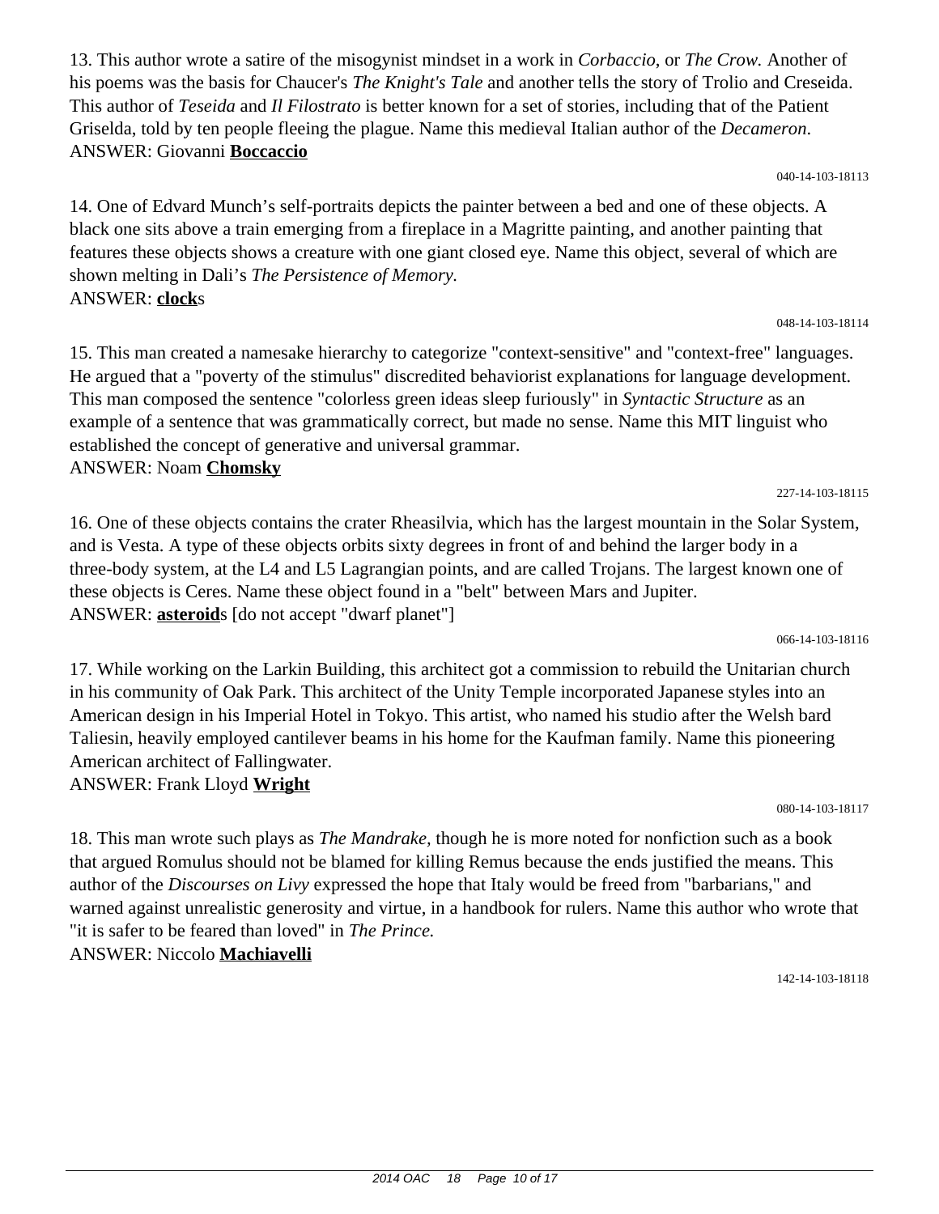13. This author wrote a satire of the misogynist mindset in a work in *Corbaccio*, or *The Crow.* Another of his poems was the basis for Chaucer's *The Knight's Tale* and another tells the story of Trolio and Creseida. This author of *Teseida* and *Il Filostrato* is better known for a set of stories, including that of the Patient Griselda, told by ten people fleeing the plague. Name this medieval Italian author of the *Decameron.*
ANSWER: Giovanni **Boccaccio**

040-14-103-18113

14. One of Edvard Munch's self-portraits depicts the painter between a bed and one of these objects. A black one sits above a train emerging from a fireplace in a Magritte painting, and another painting that features these objects shows a creature with one giant closed eye. Name this object, several of which are shown melting in Dali's *The Persistence of Memory.*
ANSWER: **clock**s

048-14-103-18114

15. This man created a namesake hierarchy to categorize "context-sensitive" and "context-free" languages. He argued that a "poverty of the stimulus" discredited behaviorist explanations for language development. This man composed the sentence "colorless green ideas sleep furiously" in *Syntactic Structure* as an example of a sentence that was grammatically correct, but made no sense. Name this MIT linguist who established the concept of generative and universal grammar.
ANSWER: Noam **Chomsky**

227-14-103-18115

16. One of these objects contains the crater Rheasilvia, which has the largest mountain in the Solar System, and is Vesta. A type of these objects orbits sixty degrees in front of and behind the larger body in a three-body system, at the L4 and L5 Lagrangian points, and are called Trojans. The largest known one of these objects is Ceres. Name these object found in a "belt" between Mars and Jupiter.
ANSWER: **asteroid**s [do not accept "dwarf planet"]

066-14-103-18116

17. While working on the Larkin Building, this architect got a commission to rebuild the Unitarian church in his community of Oak Park. This architect of the Unity Temple incorporated Japanese styles into an American design in his Imperial Hotel in Tokyo. This artist, who named his studio after the Welsh bard Taliesin, heavily employed cantilever beams in his home for the Kaufman family. Name this pioneering American architect of Fallingwater.
ANSWER: Frank Lloyd **Wright**

080-14-103-18117

18. This man wrote such plays as *The Mandrake*, though he is more noted for nonfiction such as a book that argued Romulus should not be blamed for killing Remus because the ends justified the means. This author of the *Discourses on Livy* expressed the hope that Italy would be freed from "barbarians," and warned against unrealistic generosity and virtue, in a handbook for rulers. Name this author who wrote that "it is safer to be feared than loved" in *The Prince.*
ANSWER: Niccolo **Machiavelli**

142-14-103-18118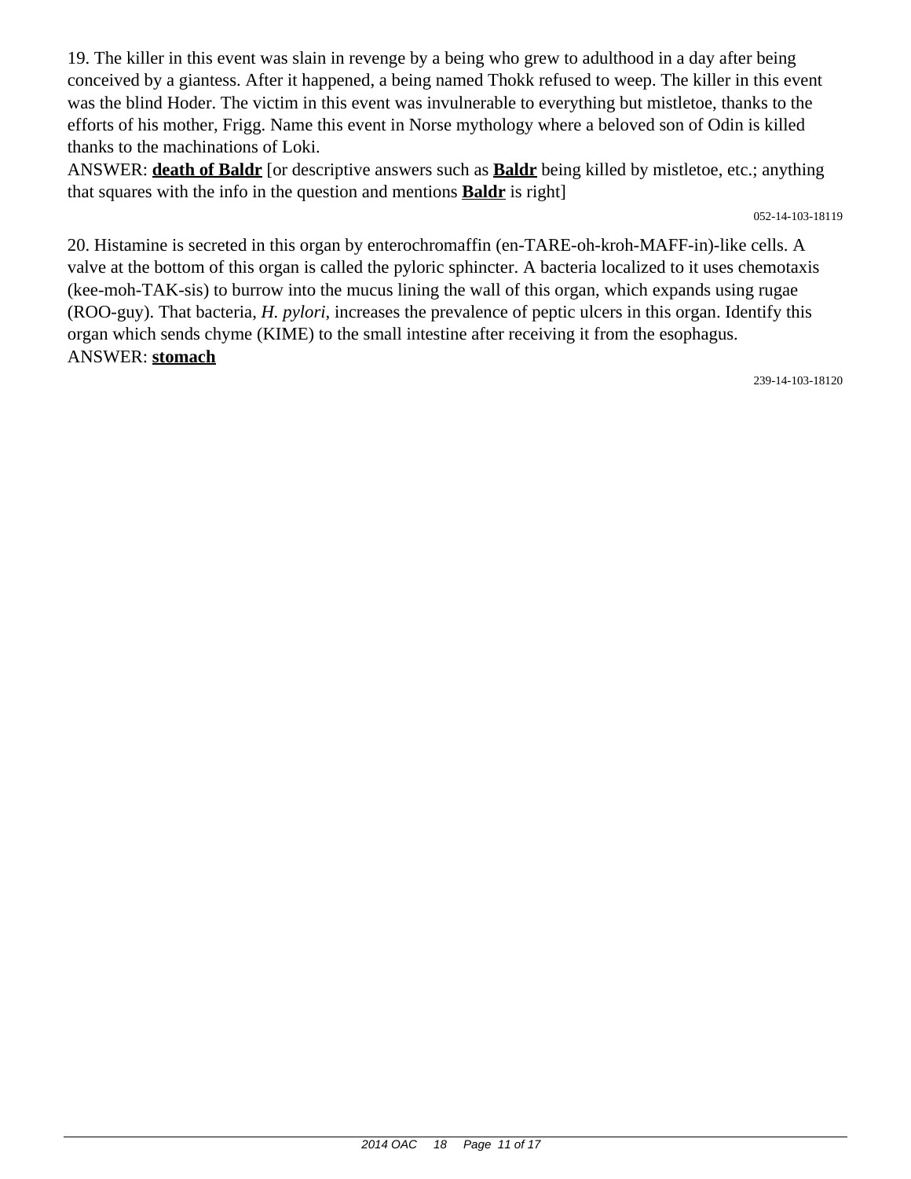19. The killer in this event was slain in revenge by a being who grew to adulthood in a day after being conceived by a giantess. After it happened, a being named Thokk refused to weep. The killer in this event was the blind Hoder. The victim in this event was invulnerable to everything but mistletoe, thanks to the efforts of his mother, Frigg. Name this event in Norse mythology where a beloved son of Odin is killed thanks to the machinations of Loki.

ANSWER: **death of Baldr** [or descriptive answers such as **Baldr** being killed by mistletoe, etc.; anything that squares with the info in the question and mentions **Baldr** is right]

052-14-103-18119

20. Histamine is secreted in this organ by enterochromaffin (en-TARE-oh-kroh-MAFF-in)-like cells. A valve at the bottom of this organ is called the pyloric sphincter. A bacteria localized to it uses chemotaxis (kee-moh-TAK-sis) to burrow into the mucus lining the wall of this organ, which expands using rugae (ROO-guy). That bacteria, *H. pylori*, increases the prevalence of peptic ulcers in this organ. Identify this organ which sends chyme (KIME) to the small intestine after receiving it from the esophagus.

ANSWER: **stomach**

239-14-103-18120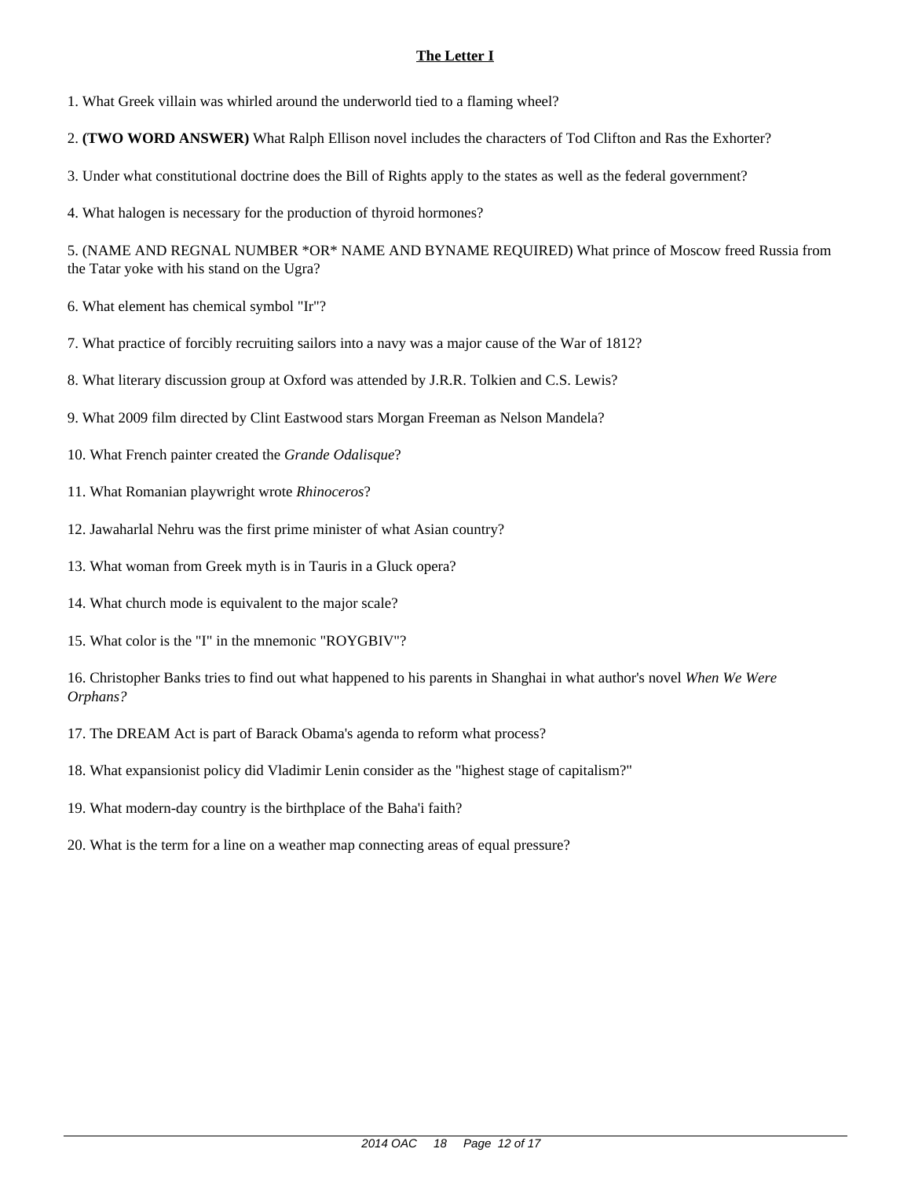**The Letter I**

1. What Greek villain was whirled around the underworld tied to a flaming wheel?

2. **(TWO WORD ANSWER)** What Ralph Ellison novel includes the characters of Tod Clifton and Ras the Exhorter?

3. Under what constitutional doctrine does the Bill of Rights apply to the states as well as the federal government?

4. What halogen is necessary for the production of thyroid hormones?

5. (NAME AND REGNAL NUMBER *OR* NAME AND BYNAME REQUIRED) What prince of Moscow freed Russia from the Tatar yoke with his stand on the Ugra?

6. What element has chemical symbol "Ir"?

7. What practice of forcibly recruiting sailors into a navy was a major cause of the War of 1812?

8. What literary discussion group at Oxford was attended by J.R.R. Tolkien and C.S. Lewis?

9. What 2009 film directed by Clint Eastwood stars Morgan Freeman as Nelson Mandela?

10. What French painter created the *Grande Odalisque*?

11. What Romanian playwright wrote *Rhinoceros*?

12. Jawaharlal Nehru was the first prime minister of what Asian country?

13. What woman from Greek myth is in Tauris in a Gluck opera?

14. What church mode is equivalent to the major scale?

15. What color is the "I" in the mnemonic "ROYGBIV"?

16. Christopher Banks tries to find out what happened to his parents in Shanghai in what author's novel *When We Were Orphans?*

17. The DREAM Act is part of Barack Obama's agenda to reform what process?

18. What expansionist policy did Vladimir Lenin consider as the "highest stage of capitalism?"

19. What modern-day country is the birthplace of the Baha'i faith?

20. What is the term for a line on a weather map connecting areas of equal pressure?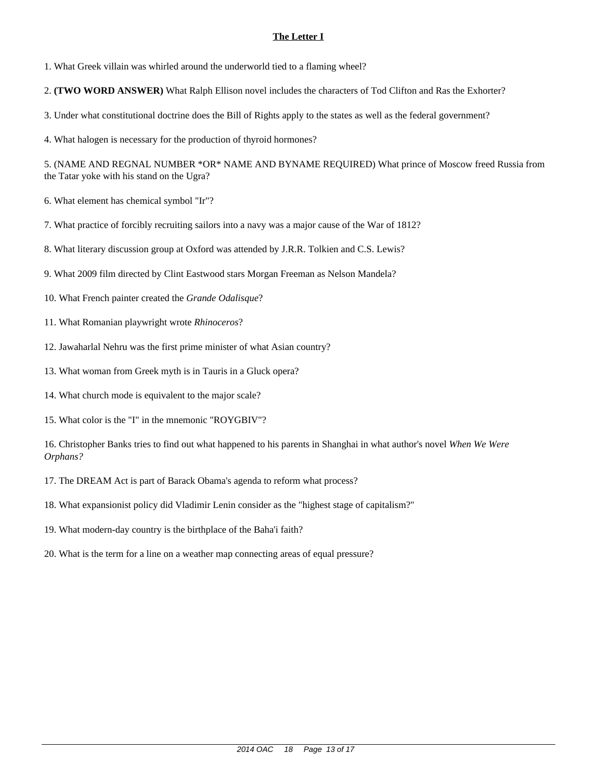## **The Letter I**

1. What Greek villain was whirled around the underworld tied to a flaming wheel?

2. **(TWO WORD ANSWER)** What Ralph Ellison novel includes the characters of Tod Clifton and Ras the Exhorter?

3. Under what constitutional doctrine does the Bill of Rights apply to the states as well as the federal government?

4. What halogen is necessary for the production of thyroid hormones?

5. (NAME AND REGNAL NUMBER *OR* NAME AND BYNAME REQUIRED) What prince of Moscow freed Russia from the Tatar yoke with his stand on the Ugra?

6. What element has chemical symbol "Ir"?

7. What practice of forcibly recruiting sailors into a navy was a major cause of the War of 1812?

8. What literary discussion group at Oxford was attended by J.R.R. Tolkien and C.S. Lewis?

9. What 2009 film directed by Clint Eastwood stars Morgan Freeman as Nelson Mandela?

10. What French painter created the *Grande Odalisque*?

11. What Romanian playwright wrote *Rhinoceros*?

12. Jawaharlal Nehru was the first prime minister of what Asian country?

13. What woman from Greek myth is in Tauris in a Gluck opera?

14. What church mode is equivalent to the major scale?

15. What color is the "I" in the mnemonic "ROYGBIV"?

16. Christopher Banks tries to find out what happened to his parents in Shanghai in what author's novel *When We Were Orphans?*

17. The DREAM Act is part of Barack Obama's agenda to reform what process?

18. What expansionist policy did Vladimir Lenin consider as the "highest stage of capitalism?"

19. What modern-day country is the birthplace of the Baha'i faith?

20. What is the term for a line on a weather map connecting areas of equal pressure?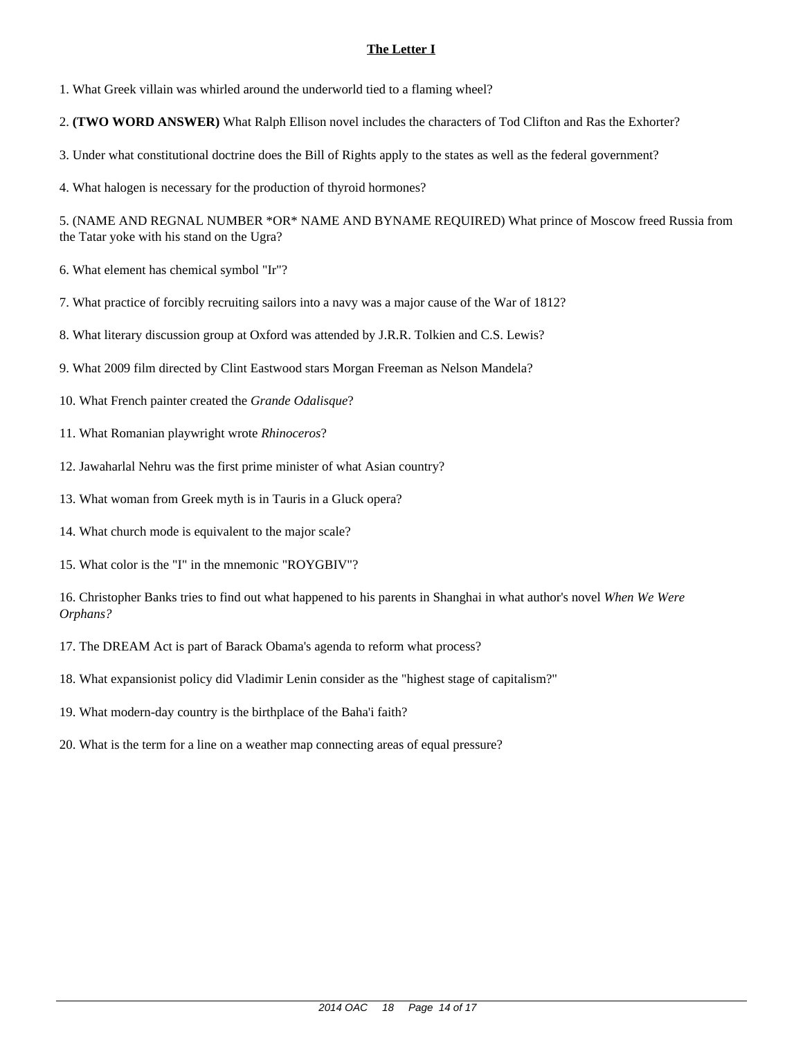## The Letter I

1. What Greek villain was whirled around the underworld tied to a flaming wheel?

2. **(TWO WORD ANSWER)** What Ralph Ellison novel includes the characters of Tod Clifton and Ras the Exhorter?

3. Under what constitutional doctrine does the Bill of Rights apply to the states as well as the federal government?

4. What halogen is necessary for the production of thyroid hormones?

5. (NAME AND REGNAL NUMBER *OR* NAME AND BYNAME REQUIRED) What prince of Moscow freed Russia from the Tatar yoke with his stand on the Ugra?

6. What element has chemical symbol "Ir"?

7. What practice of forcibly recruiting sailors into a navy was a major cause of the War of 1812?

8. What literary discussion group at Oxford was attended by J.R.R. Tolkien and C.S. Lewis?

9. What 2009 film directed by Clint Eastwood stars Morgan Freeman as Nelson Mandela?

10. What French painter created the *Grande Odalisque*?

11. What Romanian playwright wrote *Rhinoceros*?

12. Jawaharlal Nehru was the first prime minister of what Asian country?

13. What woman from Greek myth is in Tauris in a Gluck opera?

14. What church mode is equivalent to the major scale?

15. What color is the "I" in the mnemonic "ROYGBIV"?

16. Christopher Banks tries to find out what happened to his parents in Shanghai in what author's novel *When We Were Orphans?*

17. The DREAM Act is part of Barack Obama's agenda to reform what process?

18. What expansionist policy did Vladimir Lenin consider as the "highest stage of capitalism?"

19. What modern-day country is the birthplace of the Baha'i faith?

20. What is the term for a line on a weather map connecting areas of equal pressure?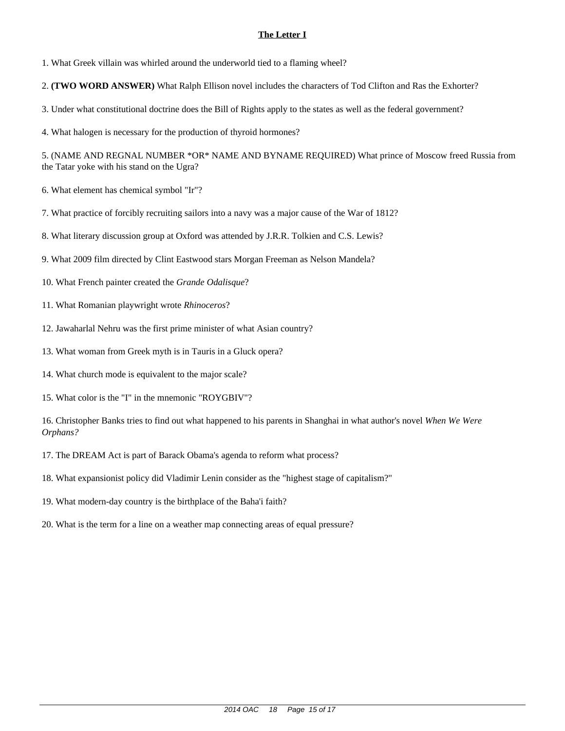**The Letter I**

1. What Greek villain was whirled around the underworld tied to a flaming wheel?

2. **(TWO WORD ANSWER)** What Ralph Ellison novel includes the characters of Tod Clifton and Ras the Exhorter?

3. Under what constitutional doctrine does the Bill of Rights apply to the states as well as the federal government?

4. What halogen is necessary for the production of thyroid hormones?

5. (NAME AND REGNAL NUMBER *OR* NAME AND BYNAME REQUIRED) What prince of Moscow freed Russia from the Tatar yoke with his stand on the Ugra?

6. What element has chemical symbol "Ir"?

7. What practice of forcibly recruiting sailors into a navy was a major cause of the War of 1812?

8. What literary discussion group at Oxford was attended by J.R.R. Tolkien and C.S. Lewis?

9. What 2009 film directed by Clint Eastwood stars Morgan Freeman as Nelson Mandela?

10. What French painter created the *Grande Odalisque*?

11. What Romanian playwright wrote *Rhinoceros*?

12. Jawaharlal Nehru was the first prime minister of what Asian country?

13. What woman from Greek myth is in Tauris in a Gluck opera?

14. What church mode is equivalent to the major scale?

15. What color is the "I" in the mnemonic "ROYGBIV"?

16. Christopher Banks tries to find out what happened to his parents in Shanghai in what author's novel *When We Were Orphans?*

17. The DREAM Act is part of Barack Obama's agenda to reform what process?

18. What expansionist policy did Vladimir Lenin consider as the "highest stage of capitalism?"

19. What modern-day country is the birthplace of the Baha'i faith?

20. What is the term for a line on a weather map connecting areas of equal pressure?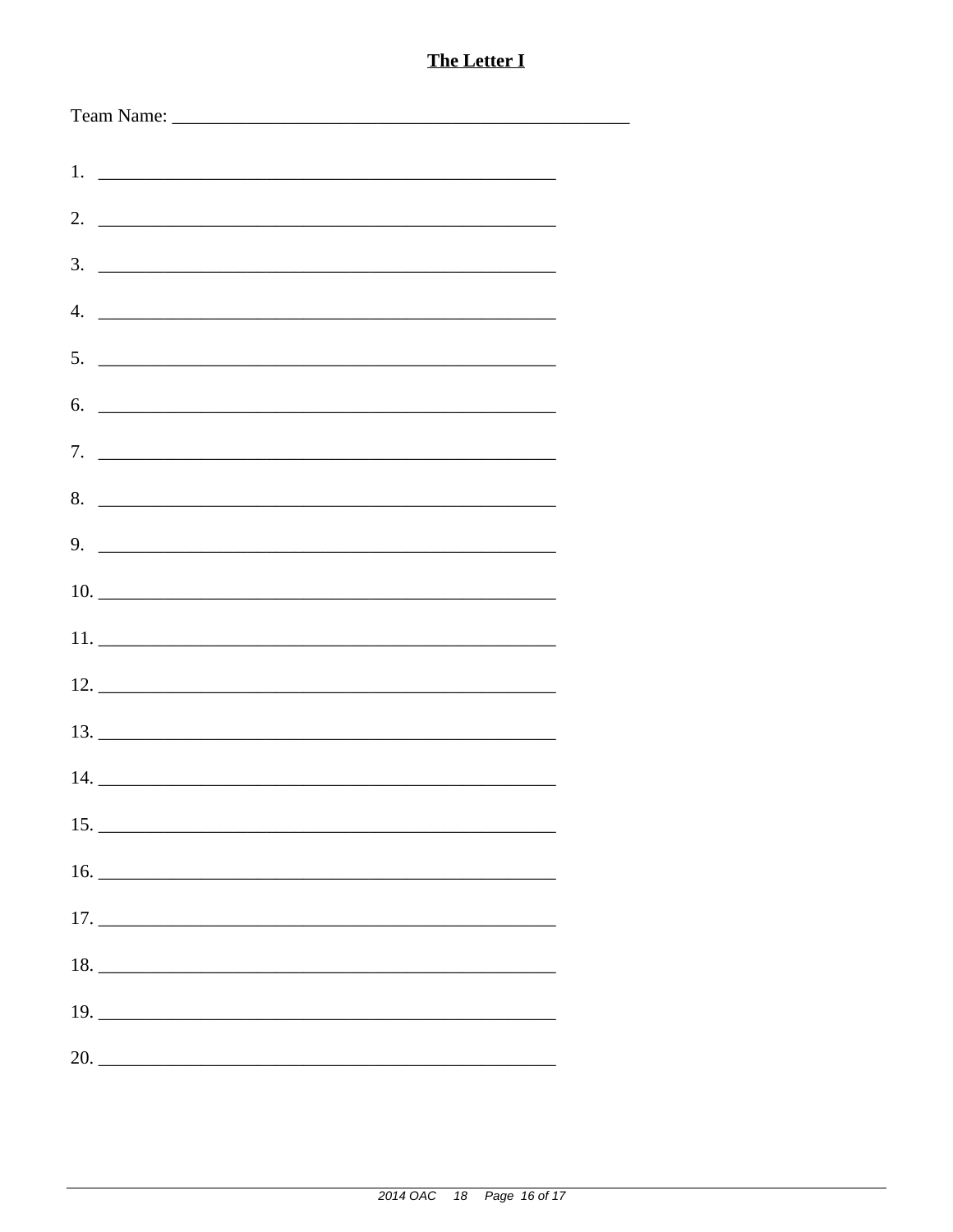**The Letter I**

Team Name: ___________________________________________________

1. ___________________________________________________

2. ___________________________________________________

3. ___________________________________________________

4. ___________________________________________________

5. ___________________________________________________

6. ___________________________________________________

7. ___________________________________________________

8. ___________________________________________________

9. ___________________________________________________

10. ___________________________________________________

11. ___________________________________________________

12. ___________________________________________________

13. ___________________________________________________

14. ___________________________________________________

15. ___________________________________________________

16. ___________________________________________________

17. ___________________________________________________

18. ___________________________________________________

19. ___________________________________________________

20. ___________________________________________________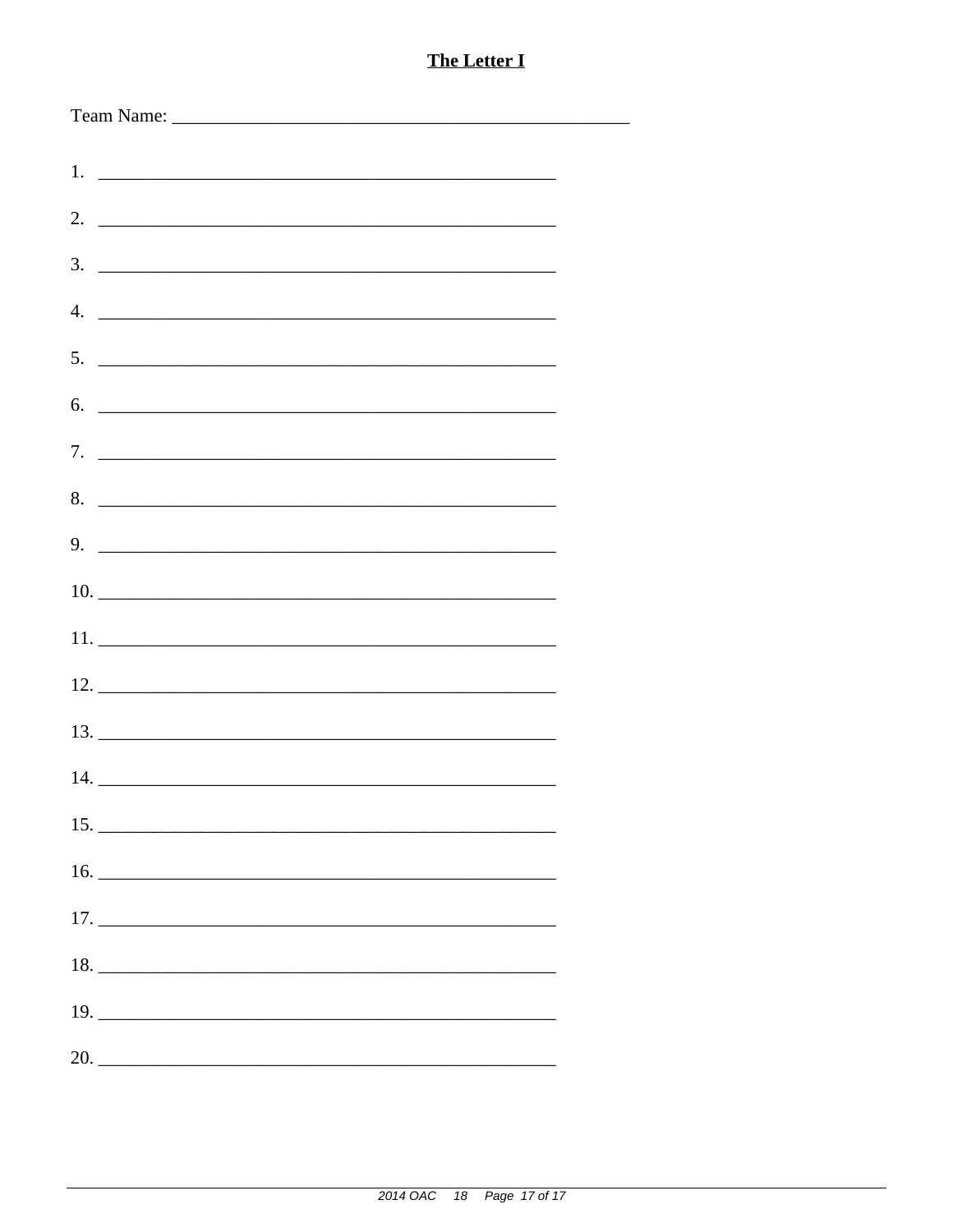**The Letter I**

Team Name: ______________________________________________

1. ______________________________________________

2. ______________________________________________

3. ______________________________________________

4. ______________________________________________

5. ______________________________________________

6. ______________________________________________

7. ______________________________________________

8. ______________________________________________

9. ______________________________________________

10. ______________________________________________

11. ______________________________________________

12. ______________________________________________

13. ______________________________________________

14. ______________________________________________

15. ______________________________________________

16. ______________________________________________

17. ______________________________________________

18. ______________________________________________

19. ______________________________________________

20. ______________________________________________